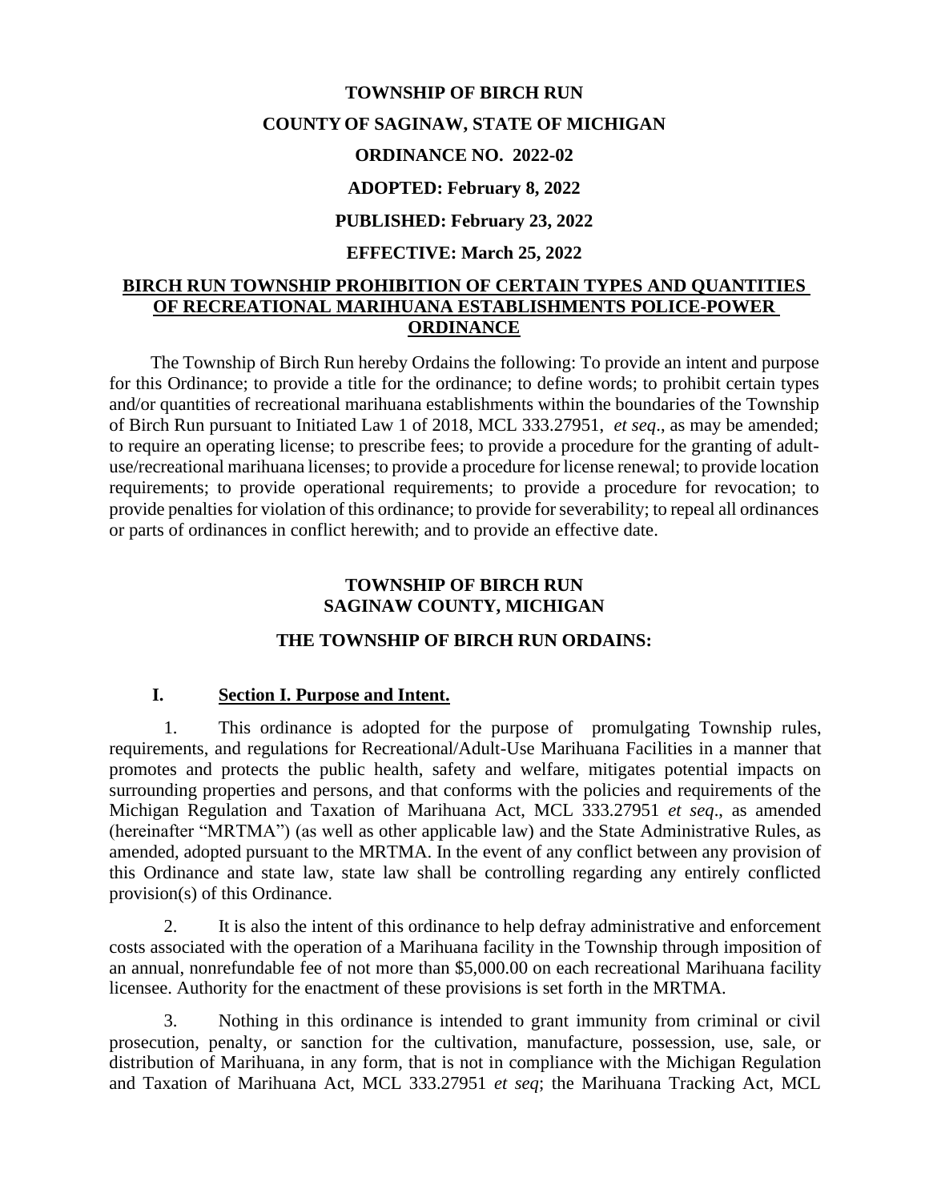**TOWNSHIP OF BIRCH RUN**

**COUNTY OF SAGINAW, STATE OF MICHIGAN**

**ORDINANCE NO. 2022-02**

**ADOPTED: February 8, 2022**

**PUBLISHED: February 23, 2022**

**EFFECTIVE: March 25, 2022**

**BIRCH RUN TOWNSHIP PROHIBITION OF CERTAIN TYPES AND QUANTITIES OF RECREATIONAL MARIHUANA ESTABLISHMENTS POLICE-POWER ORDINANCE**

The Township of Birch Run hereby Ordains the following: To provide an intent and purpose for this Ordinance; to provide a title for the ordinance; to define words; to prohibit certain types and/or quantities of recreational marihuana establishments within the boundaries of the Township of Birch Run pursuant to Initiated Law 1 of 2018, MCL 333.27951, *et seq*., as may be amended; to require an operating license; to prescribe fees; to provide a procedure for the granting of adult-use/recreational marihuana licenses; to provide a procedure for license renewal; to provide location requirements; to provide operational requirements; to provide a procedure for revocation; to provide penalties for violation of this ordinance; to provide for severability; to repeal all ordinances or parts of ordinances in conflict herewith; and to provide an effective date.

**TOWNSHIP OF BIRCH RUN**
**SAGINAW COUNTY, MICHIGAN**

**THE TOWNSHIP OF BIRCH RUN ORDAINS:**

## I. Section I. Purpose and Intent.

1. This ordinance is adopted for the purpose of promulgating Township rules, requirements, and regulations for Recreational/Adult-Use Marihuana Facilities in a manner that promotes and protects the public health, safety and welfare, mitigates potential impacts on surrounding properties and persons, and that conforms with the policies and requirements of the Michigan Regulation and Taxation of Marihuana Act, MCL 333.27951 *et seq*., as amended (hereinafter "MRTMA") (as well as other applicable law) and the State Administrative Rules, as amended, adopted pursuant to the MRTMA. In the event of any conflict between any provision of this Ordinance and state law, state law shall be controlling regarding any entirely conflicted provision(s) of this Ordinance.

2. It is also the intent of this ordinance to help defray administrative and enforcement costs associated with the operation of a Marihuana facility in the Township through imposition of an annual, nonrefundable fee of not more than $5,000.00 on each recreational Marihuana facility licensee. Authority for the enactment of these provisions is set forth in the MRTMA.

3. Nothing in this ordinance is intended to grant immunity from criminal or civil prosecution, penalty, or sanction for the cultivation, manufacture, possession, use, sale, or distribution of Marihuana, in any form, that is not in compliance with the Michigan Regulation and Taxation of Marihuana Act, MCL 333.27951 *et seq*; the Marihuana Tracking Act, MCL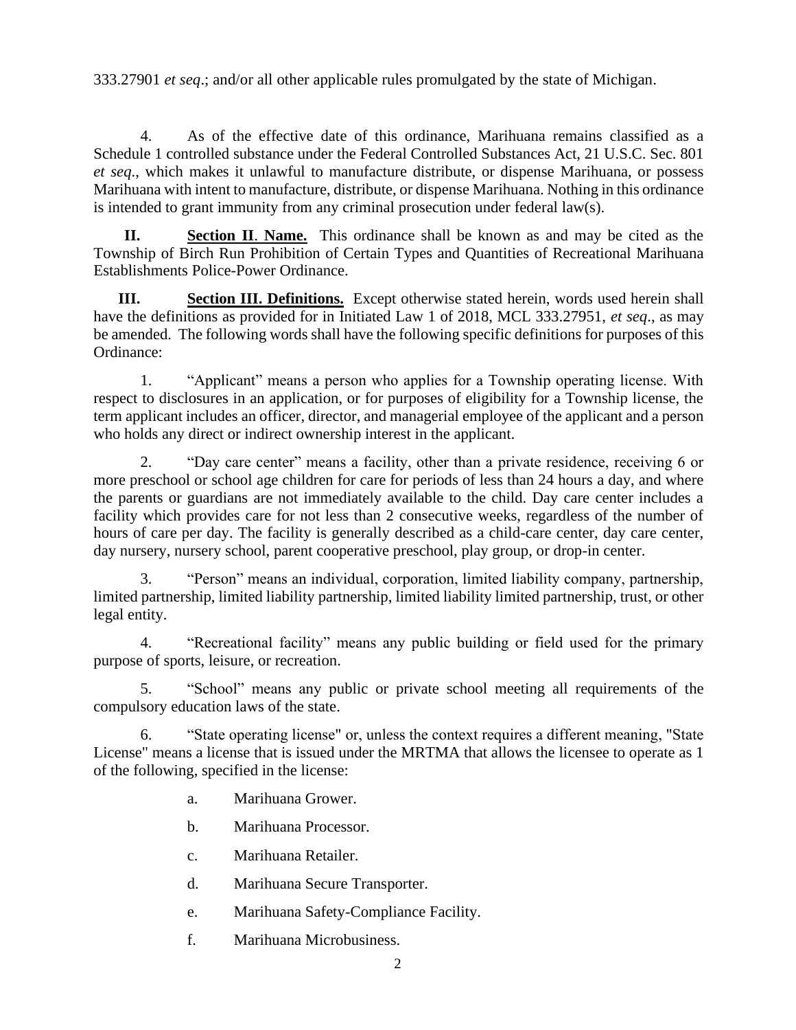333.27901 *et seq*.; and/or all other applicable rules promulgated by the state of Michigan.

4. As of the effective date of this ordinance, Marihuana remains classified as a Schedule 1 controlled substance under the Federal Controlled Substances Act, 21 U.S.C. Sec. 801 *et seq*., which makes it unlawful to manufacture distribute, or dispense Marihuana, or possess Marihuana with intent to manufacture, distribute, or dispense Marihuana. Nothing in this ordinance is intended to grant immunity from any criminal prosecution under federal law(s).

**II. <u>Section II</u>. <u>Name.</u>** This ordinance shall be known as and may be cited as the Township of Birch Run Prohibition of Certain Types and Quantities of Recreational Marihuana Establishments Police-Power Ordinance.

**III. <u>Section III. Definitions.</u>** Except otherwise stated herein, words used herein shall have the definitions as provided for in Initiated Law 1 of 2018, MCL 333.27951, *et seq*., as may be amended. The following words shall have the following specific definitions for purposes of this Ordinance:

1. "Applicant" means a person who applies for a Township operating license. With respect to disclosures in an application, or for purposes of eligibility for a Township license, the term applicant includes an officer, director, and managerial employee of the applicant and a person who holds any direct or indirect ownership interest in the applicant.

2. "Day care center" means a facility, other than a private residence, receiving 6 or more preschool or school age children for care for periods of less than 24 hours a day, and where the parents or guardians are not immediately available to the child. Day care center includes a facility which provides care for not less than 2 consecutive weeks, regardless of the number of hours of care per day. The facility is generally described as a child-care center, day care center, day nursery, nursery school, parent cooperative preschool, play group, or drop-in center.

3. "Person" means an individual, corporation, limited liability company, partnership, limited partnership, limited liability partnership, limited liability limited partnership, trust, or other legal entity.

4. "Recreational facility" means any public building or field used for the primary purpose of sports, leisure, or recreation.

5. "School" means any public or private school meeting all requirements of the compulsory education laws of the state.

6. "State operating license" or, unless the context requires a different meaning, "State License" means a license that is issued under the MRTMA that allows the licensee to operate as 1 of the following, specified in the license:

   a. Marihuana Grower.

   b. Marihuana Processor.

   c. Marihuana Retailer.

   d. Marihuana Secure Transporter.

   e. Marihuana Safety-Compliance Facility.

   f. Marihuana Microbusiness.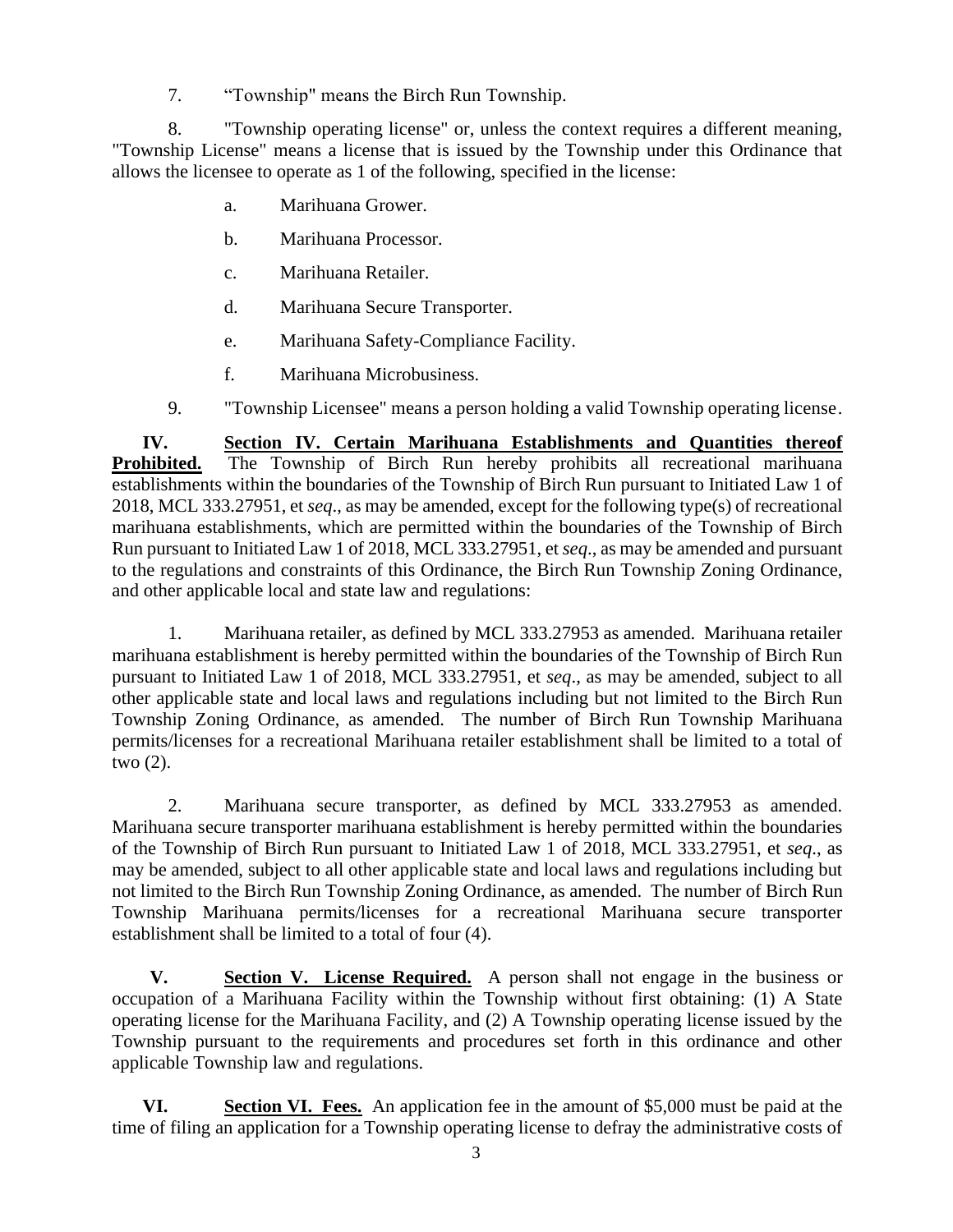7. "Township" means the Birch Run Township.

8. "Township operating license" or, unless the context requires a different meaning, "Township License" means a license that is issued by the Township under this Ordinance that allows the licensee to operate as 1 of the following, specified in the license:

  a. Marihuana Grower.

  b. Marihuana Processor.

  c. Marihuana Retailer.

  d. Marihuana Secure Transporter.

  e. Marihuana Safety-Compliance Facility.

  f. Marihuana Microbusiness.

9. "Township Licensee" means a person holding a valid Township operating license.

**IV. <u>Section IV. Certain Marihuana Establishments and Quantities thereof Prohibited.</u>** The Township of Birch Run hereby prohibits all recreational marihuana establishments within the boundaries of the Township of Birch Run pursuant to Initiated Law 1 of 2018, MCL 333.27951, et *seq*., as may be amended, except for the following type(s) of recreational marihuana establishments, which are permitted within the boundaries of the Township of Birch Run pursuant to Initiated Law 1 of 2018, MCL 333.27951, et *seq*., as may be amended and pursuant to the regulations and constraints of this Ordinance, the Birch Run Township Zoning Ordinance, and other applicable local and state law and regulations:

1. Marihuana retailer, as defined by MCL 333.27953 as amended. Marihuana retailer marihuana establishment is hereby permitted within the boundaries of the Township of Birch Run pursuant to Initiated Law 1 of 2018, MCL 333.27951, et *seq*., as may be amended, subject to all other applicable state and local laws and regulations including but not limited to the Birch Run Township Zoning Ordinance, as amended. The number of Birch Run Township Marihuana permits/licenses for a recreational Marihuana retailer establishment shall be limited to a total of two (2).

2. Marihuana secure transporter, as defined by MCL 333.27953 as amended. Marihuana secure transporter marihuana establishment is hereby permitted within the boundaries of the Township of Birch Run pursuant to Initiated Law 1 of 2018, MCL 333.27951, et *seq*., as may be amended, subject to all other applicable state and local laws and regulations including but not limited to the Birch Run Township Zoning Ordinance, as amended. The number of Birch Run Township Marihuana permits/licenses for a recreational Marihuana secure transporter establishment shall be limited to a total of four (4).

**V. <u>Section V. License Required.</u>** A person shall not engage in the business or occupation of a Marihuana Facility within the Township without first obtaining: (1) A State operating license for the Marihuana Facility, and (2) A Township operating license issued by the Township pursuant to the requirements and procedures set forth in this ordinance and other applicable Township law and regulations.

**VI. <u>Section VI. Fees.</u>** An application fee in the amount of $5,000 must be paid at the time of filing an application for a Township operating license to defray the administrative costs of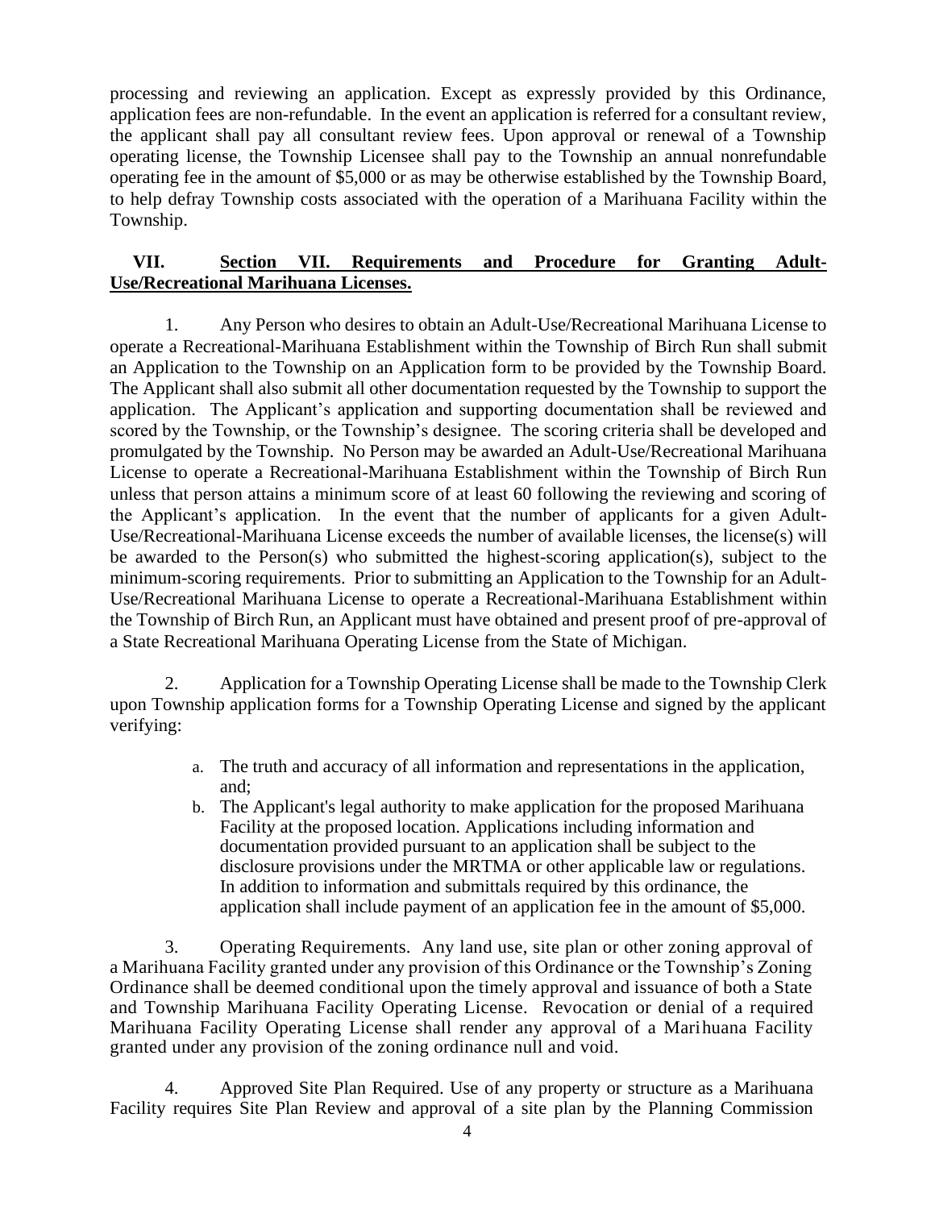processing and reviewing an application. Except as expressly provided by this Ordinance, application fees are non-refundable. In the event an application is referred for a consultant review, the applicant shall pay all consultant review fees. Upon approval or renewal of a Township operating license, the Township Licensee shall pay to the Township an annual nonrefundable operating fee in the amount of $5,000 or as may be otherwise established by the Township Board, to help defray Township costs associated with the operation of a Marihuana Facility within the Township.

## VII. Section VII. Requirements and Procedure for Granting Adult-Use/Recreational Marihuana Licenses.

1. Any Person who desires to obtain an Adult-Use/Recreational Marihuana License to operate a Recreational-Marihuana Establishment within the Township of Birch Run shall submit an Application to the Township on an Application form to be provided by the Township Board. The Applicant shall also submit all other documentation requested by the Township to support the application. The Applicant's application and supporting documentation shall be reviewed and scored by the Township, or the Township's designee. The scoring criteria shall be developed and promulgated by the Township. No Person may be awarded an Adult-Use/Recreational Marihuana License to operate a Recreational-Marihuana Establishment within the Township of Birch Run unless that person attains a minimum score of at least 60 following the reviewing and scoring of the Applicant's application. In the event that the number of applicants for a given Adult-Use/Recreational-Marihuana License exceeds the number of available licenses, the license(s) will be awarded to the Person(s) who submitted the highest-scoring application(s), subject to the minimum-scoring requirements. Prior to submitting an Application to the Township for an Adult-Use/Recreational Marihuana License to operate a Recreational-Marihuana Establishment within the Township of Birch Run, an Applicant must have obtained and present proof of pre-approval of a State Recreational Marihuana Operating License from the State of Michigan.

2. Application for a Township Operating License shall be made to the Township Clerk upon Township application forms for a Township Operating License and signed by the applicant verifying:

   a. The truth and accuracy of all information and representations in the application, and;
   b. The Applicant's legal authority to make application for the proposed Marihuana Facility at the proposed location. Applications including information and documentation provided pursuant to an application shall be subject to the disclosure provisions under the MRTMA or other applicable law or regulations. In addition to information and submittals required by this ordinance, the application shall include payment of an application fee in the amount of $5,000.

3. Operating Requirements. Any land use, site plan or other zoning approval of a Marihuana Facility granted under any provision of this Ordinance or the Township's Zoning Ordinance shall be deemed conditional upon the timely approval and issuance of both a State and Township Marihuana Facility Operating License. Revocation or denial of a required Marihuana Facility Operating License shall render any approval of a Marihuana Facility granted under any provision of the zoning ordinance null and void.

4. Approved Site Plan Required. Use of any property or structure as a Marihuana Facility requires Site Plan Review and approval of a site plan by the Planning Commission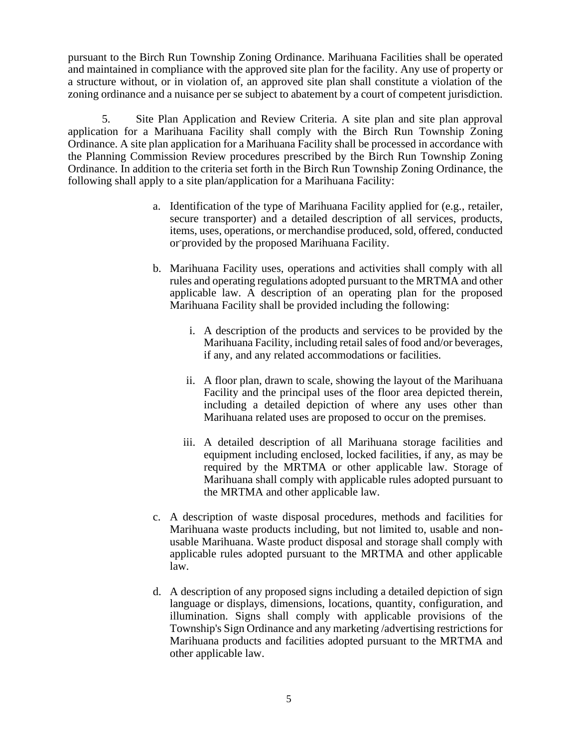pursuant to the Birch Run Township Zoning Ordinance. Marihuana Facilities shall be operated and maintained in compliance with the approved site plan for the facility. Any use of property or a structure without, or in violation of, an approved site plan shall constitute a violation of the zoning ordinance and a nuisance per se subject to abatement by a court of competent jurisdiction.

5. Site Plan Application and Review Criteria. A site plan and site plan approval application for a Marihuana Facility shall comply with the Birch Run Township Zoning Ordinance. A site plan application for a Marihuana Facility shall be processed in accordance with the Planning Commission Review procedures prescribed by the Birch Run Township Zoning Ordinance. In addition to the criteria set forth in the Birch Run Township Zoning Ordinance, the following shall apply to a site plan/application for a Marihuana Facility:

a. Identification of the type of Marihuana Facility applied for (e.g., retailer, secure transporter) and a detailed description of all services, products, items, uses, operations, or merchandise produced, sold, offered, conducted or provided by the proposed Marihuana Facility.

b. Marihuana Facility uses, operations and activities shall comply with all rules and operating regulations adopted pursuant to the MRTMA and other applicable law. A description of an operating plan for the proposed Marihuana Facility shall be provided including the following:

   i. A description of the products and services to be provided by the Marihuana Facility, including retail sales of food and/or beverages, if any, and any related accommodations or facilities.

   ii. A floor plan, drawn to scale, showing the layout of the Marihuana Facility and the principal uses of the floor area depicted therein, including a detailed depiction of where any uses other than Marihuana related uses are proposed to occur on the premises.

   iii. A detailed description of all Marihuana storage facilities and equipment including enclosed, locked facilities, if any, as may be required by the MRTMA or other applicable law. Storage of Marihuana shall comply with applicable rules adopted pursuant to the MRTMA and other applicable law.

c. A description of waste disposal procedures, methods and facilities for Marihuana waste products including, but not limited to, usable and non-usable Marihuana. Waste product disposal and storage shall comply with applicable rules adopted pursuant to the MRTMA and other applicable law.

d. A description of any proposed signs including a detailed depiction of sign language or displays, dimensions, locations, quantity, configuration, and illumination. Signs shall comply with applicable provisions of the Township's Sign Ordinance and any marketing /advertising restrictions for Marihuana products and facilities adopted pursuant to the MRTMA and other applicable law.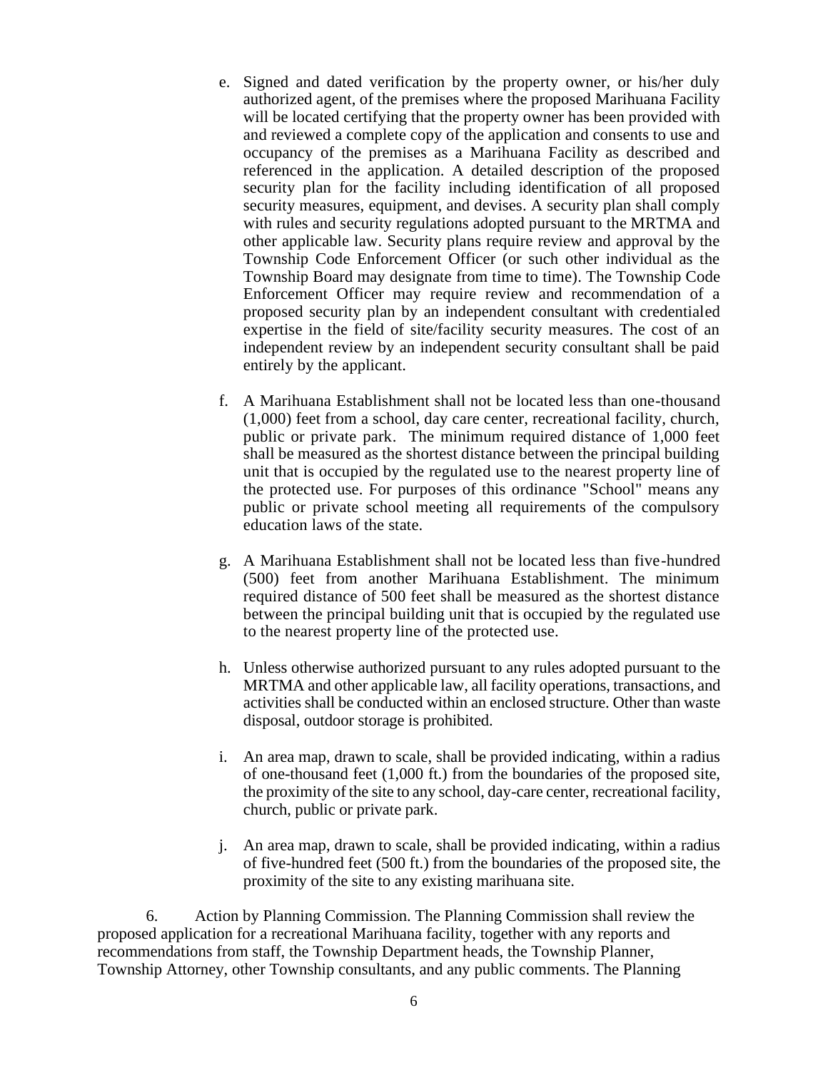e. Signed and dated verification by the property owner, or his/her duly authorized agent, of the premises where the proposed Marihuana Facility will be located certifying that the property owner has been provided with and reviewed a complete copy of the application and consents to use and occupancy of the premises as a Marihuana Facility as described and referenced in the application. A detailed description of the proposed security plan for the facility including identification of all proposed security measures, equipment, and devises. A security plan shall comply with rules and security regulations adopted pursuant to the MRTMA and other applicable law. Security plans require review and approval by the Township Code Enforcement Officer (or such other individual as the Township Board may designate from time to time). The Township Code Enforcement Officer may require review and recommendation of a proposed security plan by an independent consultant with credentialed expertise in the field of site/facility security measures. The cost of an independent review by an independent security consultant shall be paid entirely by the applicant.

f. A Marihuana Establishment shall not be located less than one-thousand (1,000) feet from a school, day care center, recreational facility, church, public or private park. The minimum required distance of 1,000 feet shall be measured as the shortest distance between the principal building unit that is occupied by the regulated use to the nearest property line of the protected use. For purposes of this ordinance "School" means any public or private school meeting all requirements of the compulsory education laws of the state.

g. A Marihuana Establishment shall not be located less than five-hundred (500) feet from another Marihuana Establishment. The minimum required distance of 500 feet shall be measured as the shortest distance between the principal building unit that is occupied by the regulated use to the nearest property line of the protected use.

h. Unless otherwise authorized pursuant to any rules adopted pursuant to the MRTMA and other applicable law, all facility operations, transactions, and activities shall be conducted within an enclosed structure. Other than waste disposal, outdoor storage is prohibited.

i. An area map, drawn to scale, shall be provided indicating, within a radius of one-thousand feet (1,000 ft.) from the boundaries of the proposed site, the proximity of the site to any school, day-care center, recreational facility, church, public or private park.

j. An area map, drawn to scale, shall be provided indicating, within a radius of five-hundred feet (500 ft.) from the boundaries of the proposed site, the proximity of the site to any existing marihuana site.

6. Action by Planning Commission. The Planning Commission shall review the proposed application for a recreational Marihuana facility, together with any reports and recommendations from staff, the Township Department heads, the Township Planner, Township Attorney, other Township consultants, and any public comments. The Planning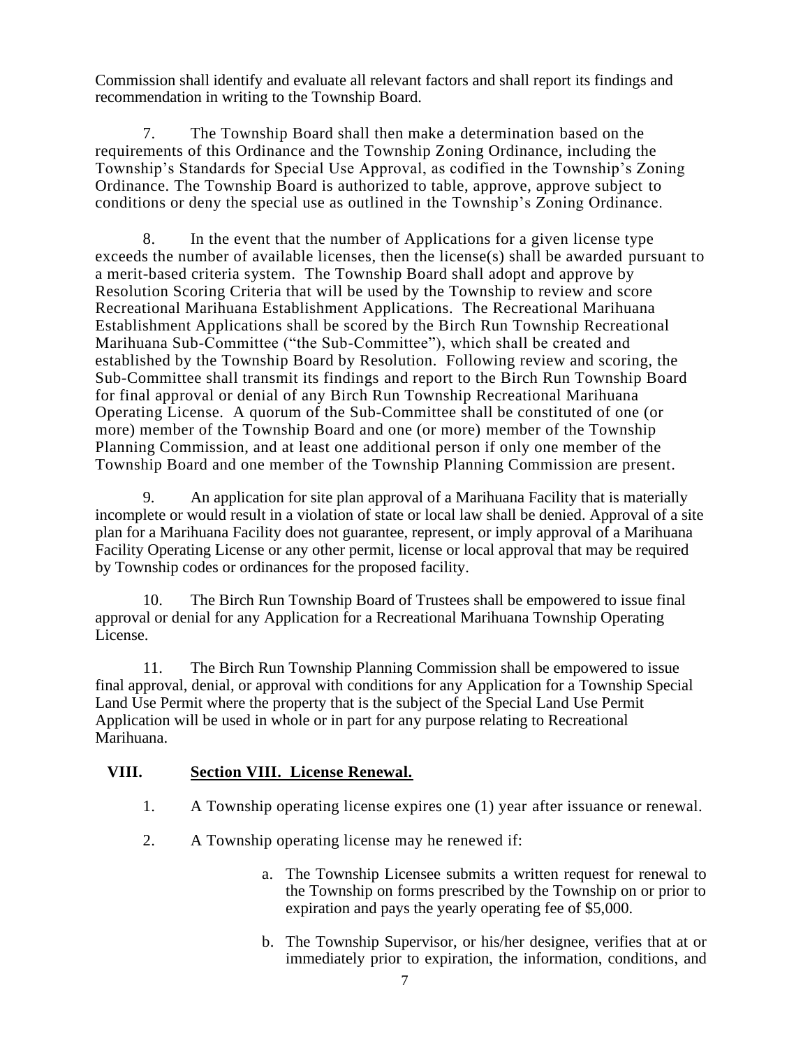Commission shall identify and evaluate all relevant factors and shall report its findings and recommendation in writing to the Township Board.

7. The Township Board shall then make a determination based on the requirements of this Ordinance and the Township Zoning Ordinance, including the Township's Standards for Special Use Approval, as codified in the Township's Zoning Ordinance. The Township Board is authorized to table, approve, approve subject to conditions or deny the special use as outlined in the Township's Zoning Ordinance.

8. In the event that the number of Applications for a given license type exceeds the number of available licenses, then the license(s) shall be awarded pursuant to a merit-based criteria system. The Township Board shall adopt and approve by Resolution Scoring Criteria that will be used by the Township to review and score Recreational Marihuana Establishment Applications. The Recreational Marihuana Establishment Applications shall be scored by the Birch Run Township Recreational Marihuana Sub-Committee ("the Sub-Committee"), which shall be created and established by the Township Board by Resolution. Following review and scoring, the Sub-Committee shall transmit its findings and report to the Birch Run Township Board for final approval or denial of any Birch Run Township Recreational Marihuana Operating License. A quorum of the Sub-Committee shall be constituted of one (or more) member of the Township Board and one (or more) member of the Township Planning Commission, and at least one additional person if only one member of the Township Board and one member of the Township Planning Commission are present.

9. An application for site plan approval of a Marihuana Facility that is materially incomplete or would result in a violation of state or local law shall be denied. Approval of a site plan for a Marihuana Facility does not guarantee, represent, or imply approval of a Marihuana Facility Operating License or any other permit, license or local approval that may be required by Township codes or ordinances for the proposed facility.

10. The Birch Run Township Board of Trustees shall be empowered to issue final approval or denial for any Application for a Recreational Marihuana Township Operating License.

11. The Birch Run Township Planning Commission shall be empowered to issue final approval, denial, or approval with conditions for any Application for a Township Special Land Use Permit where the property that is the subject of the Special Land Use Permit Application will be used in whole or in part for any purpose relating to Recreational Marihuana.

## VIII. <u>Section VIII. License Renewal.</u>

1. A Township operating license expires one (1) year after issuance or renewal.

2. A Township operating license may he renewed if:

   a. The Township Licensee submits a written request for renewal to the Township on forms prescribed by the Township on or prior to expiration and pays the yearly operating fee of $5,000.

   b. The Township Supervisor, or his/her designee, verifies that at or immediately prior to expiration, the information, conditions, and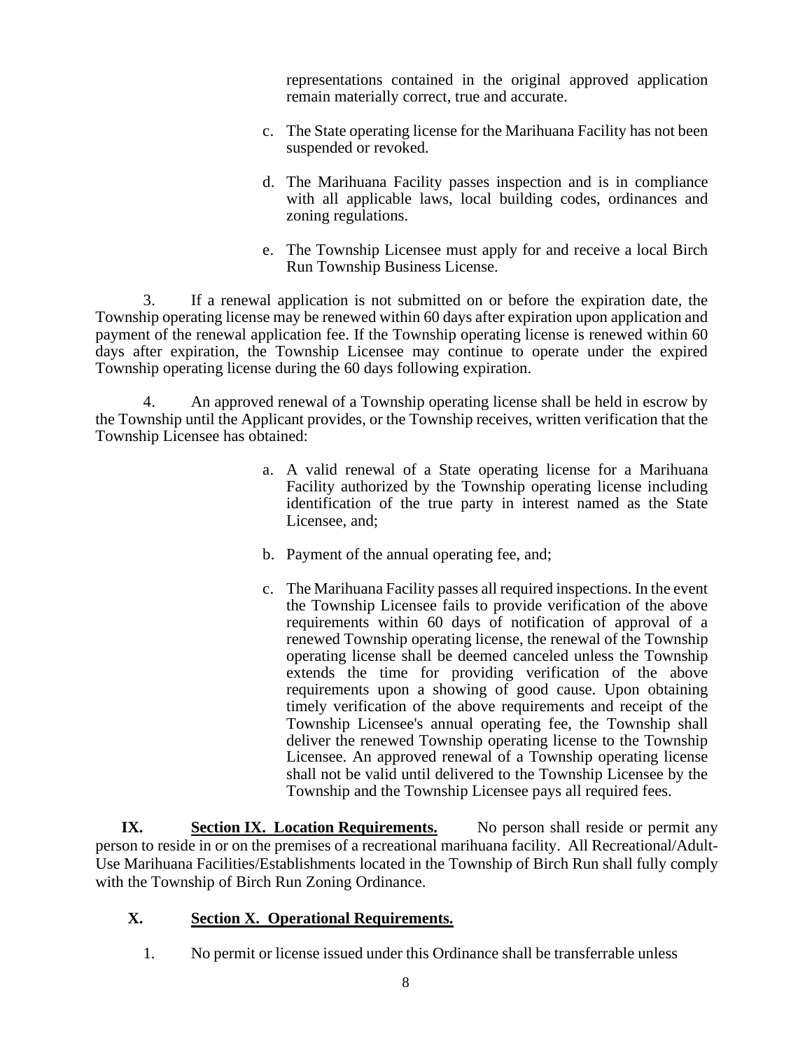representations contained in the original approved application remain materially correct, true and accurate.

c. The State operating license for the Marihuana Facility has not been suspended or revoked.

d. The Marihuana Facility passes inspection and is in compliance with all applicable laws, local building codes, ordinances and zoning regulations.

e. The Township Licensee must apply for and receive a local Birch Run Township Business License.

3. If a renewal application is not submitted on or before the expiration date, the Township operating license may be renewed within 60 days after expiration upon application and payment of the renewal application fee. If the Township operating license is renewed within 60 days after expiration, the Township Licensee may continue to operate under the expired Township operating license during the 60 days following expiration.

4. An approved renewal of a Township operating license shall be held in escrow by the Township until the Applicant provides, or the Township receives, written verification that the Township Licensee has obtained:

a. A valid renewal of a State operating license for a Marihuana Facility authorized by the Township operating license including identification of the true party in interest named as the State Licensee, and;

b. Payment of the annual operating fee, and;

c. The Marihuana Facility passes all required inspections. In the event the Township Licensee fails to provide verification of the above requirements within 60 days of notification of approval of a renewed Township operating license, the renewal of the Township operating license shall be deemed canceled unless the Township extends the time for providing verification of the above requirements upon a showing of good cause. Upon obtaining timely verification of the above requirements and receipt of the Township Licensee's annual operating fee, the Township shall deliver the renewed Township operating license to the Township Licensee. An approved renewal of a Township operating license shall not be valid until delivered to the Township Licensee by the Township and the Township Licensee pays all required fees.

**IX. Section IX. Location Requirements.** No person shall reside or permit any person to reside in or on the premises of a recreational marihuana facility. All Recreational/Adult-Use Marihuana Facilities/Establishments located in the Township of Birch Run shall fully comply with the Township of Birch Run Zoning Ordinance.

## X. Section X. Operational Requirements.

1. No permit or license issued under this Ordinance shall be transferrable unless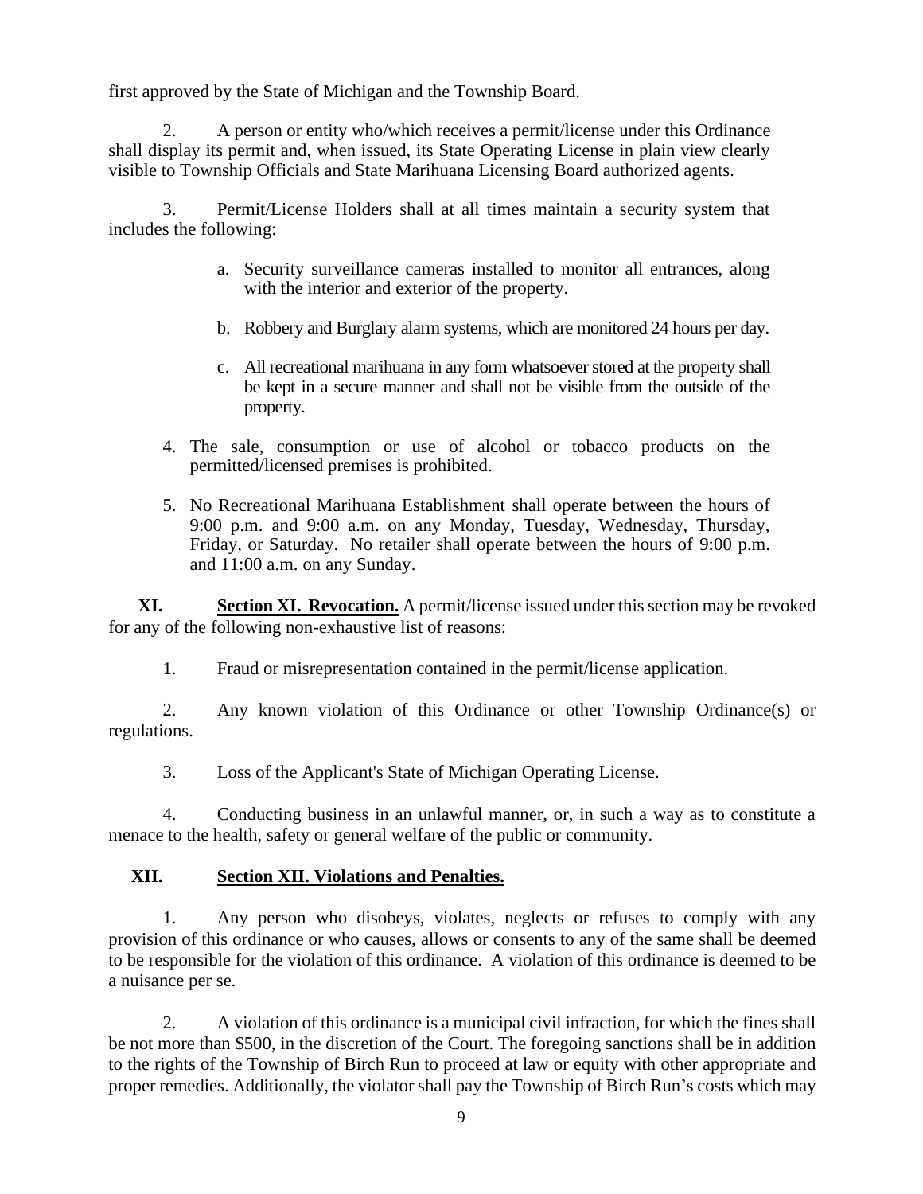first approved by the State of Michigan and the Township Board.

2. A person or entity who/which receives a permit/license under this Ordinance shall display its permit and, when issued, its State Operating License in plain view clearly visible to Township Officials and State Marihuana Licensing Board authorized agents.

3. Permit/License Holders shall at all times maintain a security system that includes the following:

   a. Security surveillance cameras installed to monitor all entrances, along with the interior and exterior of the property.

   b. Robbery and Burglary alarm systems, which are monitored 24 hours per day.

   c. All recreational marihuana in any form whatsoever stored at the property shall be kept in a secure manner and shall not be visible from the outside of the property.

4. The sale, consumption or use of alcohol or tobacco products on the permitted/licensed premises is prohibited.

5. No Recreational Marihuana Establishment shall operate between the hours of 9:00 p.m. and 9:00 a.m. on any Monday, Tuesday, Wednesday, Thursday, Friday, or Saturday. No retailer shall operate between the hours of 9:00 p.m. and 11:00 a.m. on any Sunday.

**XI. <u>Section XI. Revocation.</u>** A permit/license issued under this section may be revoked for any of the following non-exhaustive list of reasons:

1. Fraud or misrepresentation contained in the permit/license application.

2. Any known violation of this Ordinance or other Township Ordinance(s) or regulations.

3. Loss of the Applicant's State of Michigan Operating License.

4. Conducting business in an unlawful manner, or, in such a way as to constitute a menace to the health, safety or general welfare of the public or community.

**XII. <u>Section XII. Violations and Penalties.</u>**

1. Any person who disobeys, violates, neglects or refuses to comply with any provision of this ordinance or who causes, allows or consents to any of the same shall be deemed to be responsible for the violation of this ordinance. A violation of this ordinance is deemed to be a nuisance per se.

2. A violation of this ordinance is a municipal civil infraction, for which the fines shall be not more than $500, in the discretion of the Court. The foregoing sanctions shall be in addition to the rights of the Township of Birch Run to proceed at law or equity with other appropriate and proper remedies. Additionally, the violator shall pay the Township of Birch Run's costs which may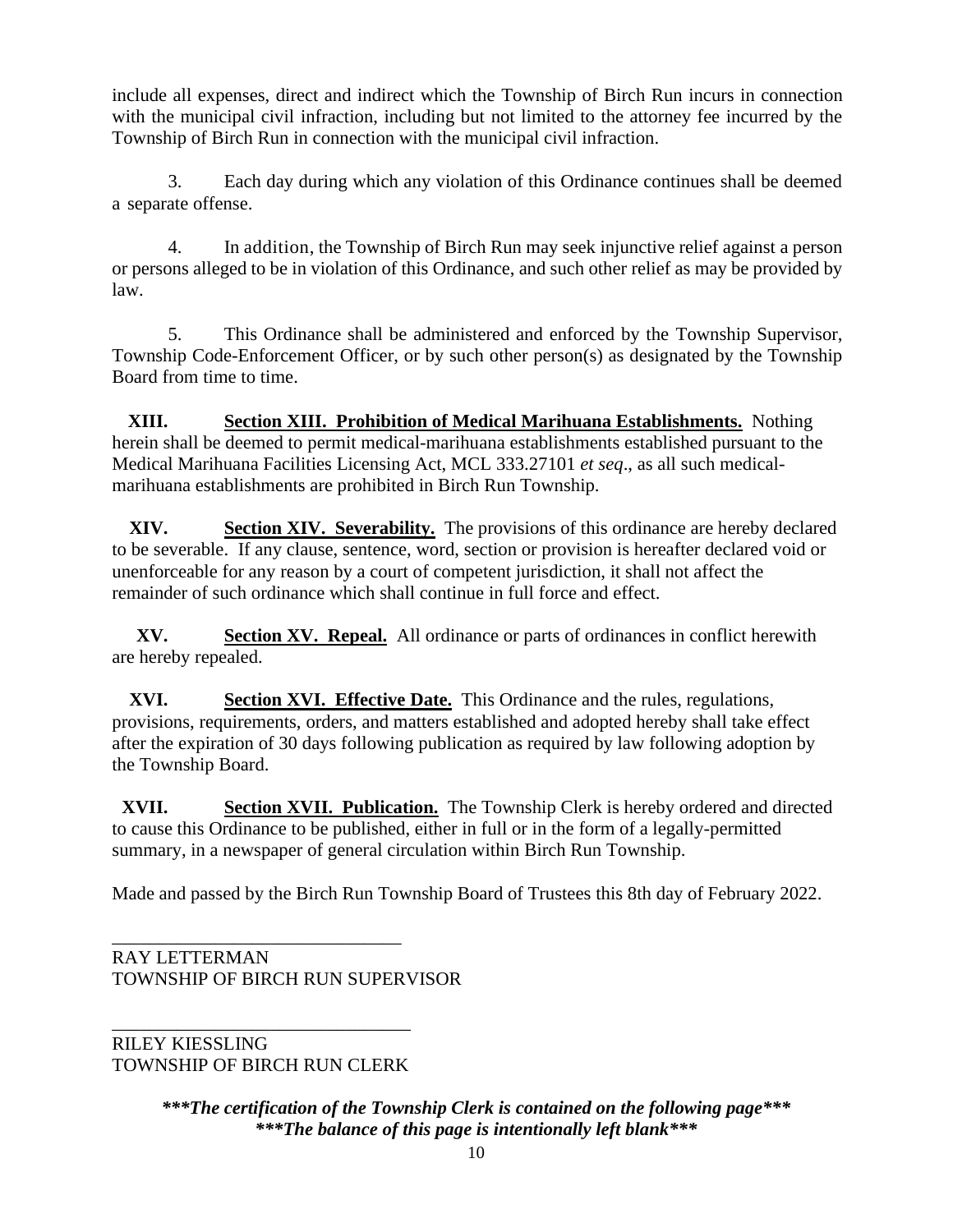include all expenses, direct and indirect which the Township of Birch Run incurs in connection with the municipal civil infraction, including but not limited to the attorney fee incurred by the Township of Birch Run in connection with the municipal civil infraction.

3. Each day during which any violation of this Ordinance continues shall be deemed a separate offense.

4. In addition, the Township of Birch Run may seek injunctive relief against a person or persons alleged to be in violation of this Ordinance, and such other relief as may be provided by law.

5. This Ordinance shall be administered and enforced by the Township Supervisor, Township Code-Enforcement Officer, or by such other person(s) as designated by the Township Board from time to time.

**XIII. Section XIII. Prohibition of Medical Marihuana Establishments.** Nothing herein shall be deemed to permit medical-marihuana establishments established pursuant to the Medical Marihuana Facilities Licensing Act, MCL 333.27101 *et seq*., as all such medical-marihuana establishments are prohibited in Birch Run Township.

**XIV. Section XIV. Severability.** The provisions of this ordinance are hereby declared to be severable. If any clause, sentence, word, section or provision is hereafter declared void or unenforceable for any reason by a court of competent jurisdiction, it shall not affect the remainder of such ordinance which shall continue in full force and effect.

**XV. Section XV. Repeal.** All ordinance or parts of ordinances in conflict herewith are hereby repealed.

**XVI. Section XVI. Effective Date.** This Ordinance and the rules, regulations, provisions, requirements, orders, and matters established and adopted hereby shall take effect after the expiration of 30 days following publication as required by law following adoption by the Township Board.

**XVII. Section XVII. Publication.** The Township Clerk is hereby ordered and directed to cause this Ordinance to be published, either in full or in the form of a legally-permitted summary, in a newspaper of general circulation within Birch Run Township.

Made and passed by the Birch Run Township Board of Trustees this 8th day of February 2022.

\_\_\_\_\_\_\_\_\_\_\_\_\_\_\_\_\_\_\_\_\_\_\_\_\_\_\_\_\_\_\_\_

RAY LETTERMAN
TOWNSHIP OF BIRCH RUN SUPERVISOR

\_\_\_\_\_\_\_\_\_\_\_\_\_\_\_\_\_\_\_\_\_\_\_\_\_\_\_\_\_\_\_\_

RILEY KIESSLING
TOWNSHIP OF BIRCH RUN CLERK

***\*\*\*The certification of the Township Clerk is contained on the following page\*\*\****
***\*\*\*The balance of this page is intentionally left blank\*\*\****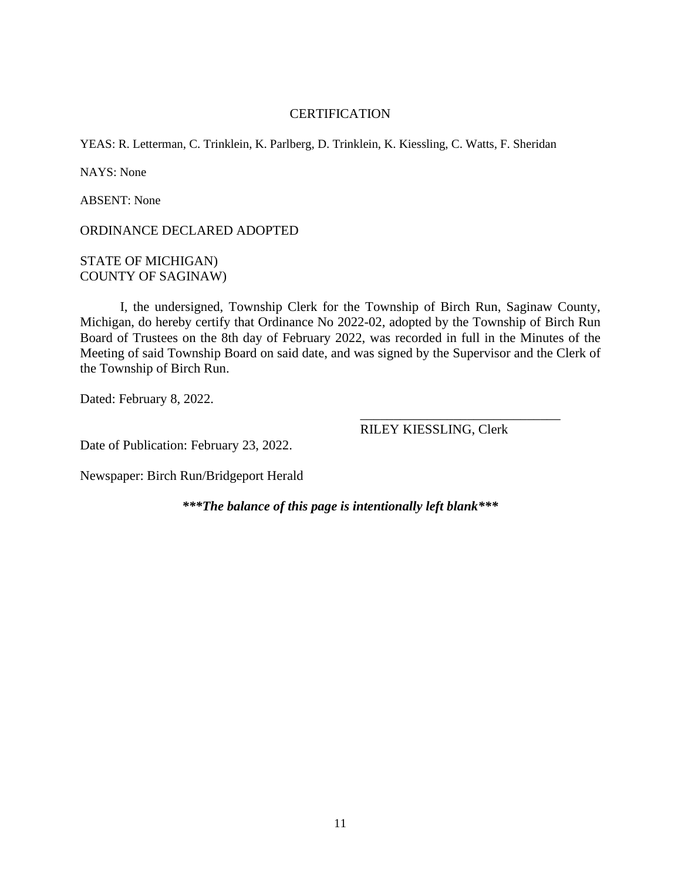## CERTIFICATION

YEAS: R. Letterman, C. Trinklein, K. Parlberg, D. Trinklein, K. Kiessling, C. Watts, F. Sheridan

NAYS: None

ABSENT: None

ORDINANCE DECLARED ADOPTED

STATE OF MICHIGAN)
COUNTY OF SAGINAW)

I, the undersigned, Township Clerk for the Township of Birch Run, Saginaw County, Michigan, do hereby certify that Ordinance No 2022-02, adopted by the Township of Birch Run Board of Trustees on the 8th day of February 2022, was recorded in full in the Minutes of the Meeting of said Township Board on said date, and was signed by the Supervisor and the Clerk of the Township of Birch Run.

Dated: February 8, 2022.

_______________________________
RILEY KIESSLING, Clerk

Date of Publication: February 23, 2022.

Newspaper: Birch Run/Bridgeport Herald

***\*\*\*The balance of this page is intentionally left blank\*\*\****